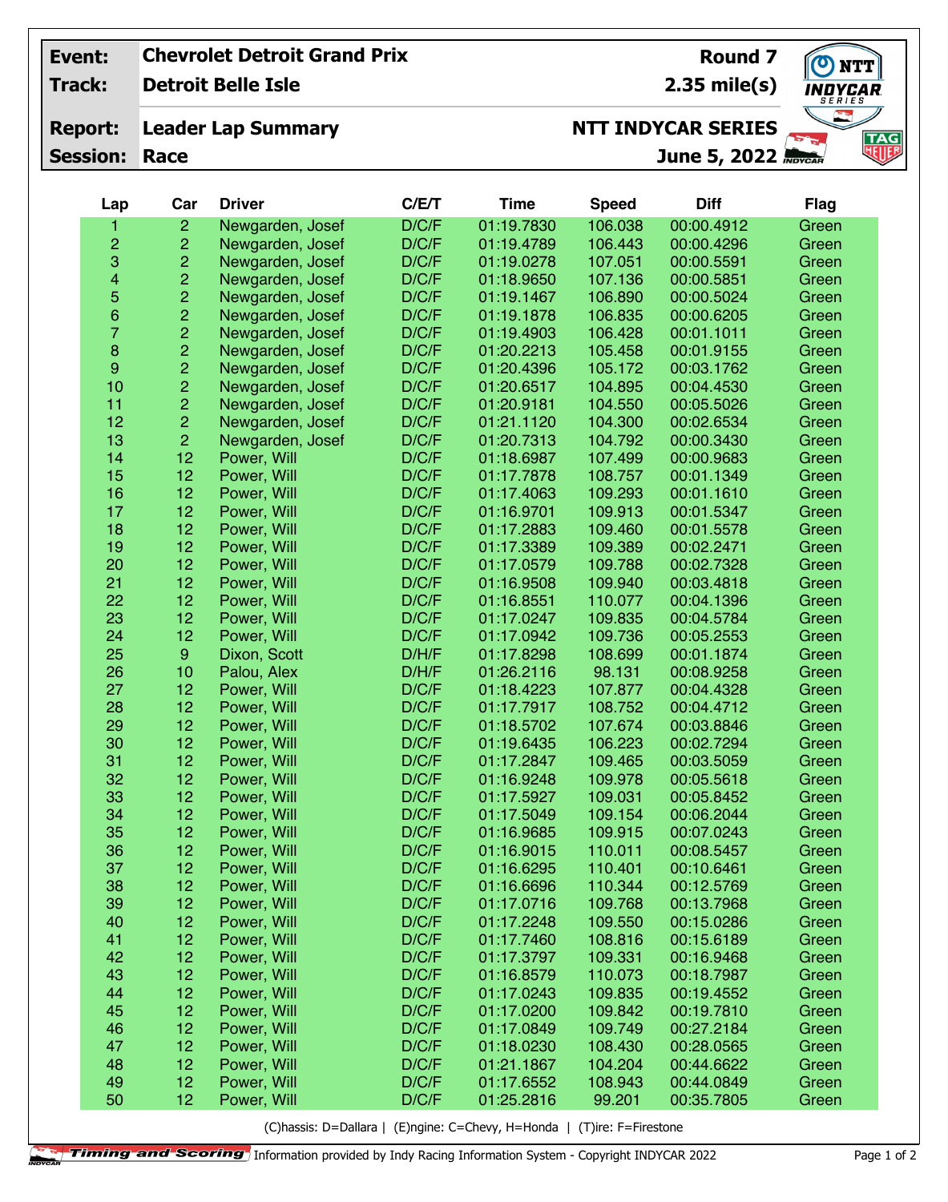| Event: | Chevrolet Detroit Grand Prix | Round 7 |
|---|---|---|
| Track: | Detroit Belle Isle | 2.35 mile(s) |
| Report: | Leader Lap Summary | NTT INDYCAR SERIES |
| Session: | Race | June 5, 2022 |

| Lap | Car | Driver | C/E/T | Time | Speed | Diff | Flag |
|---|---|---|---|---|---|---|---|
| 1 | 2 | Newgarden, Josef | D/C/F | 01:19.7830 | 106.038 | 00:00.4912 | Green |
| 2 | 2 | Newgarden, Josef | D/C/F | 01:19.4789 | 106.443 | 00:00.4296 | Green |
| 3 | 2 | Newgarden, Josef | D/C/F | 01:19.0278 | 107.051 | 00:00.5591 | Green |
| 4 | 2 | Newgarden, Josef | D/C/F | 01:18.9650 | 107.136 | 00:00.5851 | Green |
| 5 | 2 | Newgarden, Josef | D/C/F | 01:19.1467 | 106.890 | 00:00.5024 | Green |
| 6 | 2 | Newgarden, Josef | D/C/F | 01:19.1878 | 106.835 | 00:00.6205 | Green |
| 7 | 2 | Newgarden, Josef | D/C/F | 01:19.4903 | 106.428 | 00:01.1011 | Green |
| 8 | 2 | Newgarden, Josef | D/C/F | 01:20.2213 | 105.458 | 00:01.9155 | Green |
| 9 | 2 | Newgarden, Josef | D/C/F | 01:20.4396 | 105.172 | 00:03.1762 | Green |
| 10 | 2 | Newgarden, Josef | D/C/F | 01:20.6517 | 104.895 | 00:04.4530 | Green |
| 11 | 2 | Newgarden, Josef | D/C/F | 01:20.9181 | 104.550 | 00:05.5026 | Green |
| 12 | 2 | Newgarden, Josef | D/C/F | 01:21.1120 | 104.300 | 00:02.6534 | Green |
| 13 | 2 | Newgarden, Josef | D/C/F | 01:20.7313 | 104.792 | 00:00.3430 | Green |
| 14 | 12 | Power, Will | D/C/F | 01:18.6987 | 107.499 | 00:00.9683 | Green |
| 15 | 12 | Power, Will | D/C/F | 01:17.7878 | 108.757 | 00:01.1349 | Green |
| 16 | 12 | Power, Will | D/C/F | 01:17.4063 | 109.293 | 00:01.1610 | Green |
| 17 | 12 | Power, Will | D/C/F | 01:16.9701 | 109.913 | 00:01.5347 | Green |
| 18 | 12 | Power, Will | D/C/F | 01:17.2883 | 109.460 | 00:01.5578 | Green |
| 19 | 12 | Power, Will | D/C/F | 01:17.3389 | 109.389 | 00:02.2471 | Green |
| 20 | 12 | Power, Will | D/C/F | 01:17.0579 | 109.788 | 00:02.7328 | Green |
| 21 | 12 | Power, Will | D/C/F | 01:16.9508 | 109.940 | 00:03.4818 | Green |
| 22 | 12 | Power, Will | D/C/F | 01:16.8551 | 110.077 | 00:04.1396 | Green |
| 23 | 12 | Power, Will | D/C/F | 01:17.0247 | 109.835 | 00:04.5784 | Green |
| 24 | 12 | Power, Will | D/C/F | 01:17.0942 | 109.736 | 00:05.2553 | Green |
| 25 | 9 | Dixon, Scott | D/H/F | 01:17.8298 | 108.699 | 00:01.1874 | Green |
| 26 | 10 | Palou, Alex | D/H/F | 01:26.2116 | 98.131 | 00:08.9258 | Green |
| 27 | 12 | Power, Will | D/C/F | 01:18.4223 | 107.877 | 00:04.4328 | Green |
| 28 | 12 | Power, Will | D/C/F | 01:17.7917 | 108.752 | 00:04.4712 | Green |
| 29 | 12 | Power, Will | D/C/F | 01:18.5702 | 107.674 | 00:03.8846 | Green |
| 30 | 12 | Power, Will | D/C/F | 01:19.6435 | 106.223 | 00:02.7294 | Green |
| 31 | 12 | Power, Will | D/C/F | 01:17.2847 | 109.465 | 00:03.5059 | Green |
| 32 | 12 | Power, Will | D/C/F | 01:16.9248 | 109.978 | 00:05.5618 | Green |
| 33 | 12 | Power, Will | D/C/F | 01:17.5927 | 109.031 | 00:05.8452 | Green |
| 34 | 12 | Power, Will | D/C/F | 01:17.5049 | 109.154 | 00:06.2044 | Green |
| 35 | 12 | Power, Will | D/C/F | 01:16.9685 | 109.915 | 00:07.0243 | Green |
| 36 | 12 | Power, Will | D/C/F | 01:16.9015 | 110.011 | 00:08.5457 | Green |
| 37 | 12 | Power, Will | D/C/F | 01:16.6295 | 110.401 | 00:10.6461 | Green |
| 38 | 12 | Power, Will | D/C/F | 01:16.6696 | 110.344 | 00:12.5769 | Green |
| 39 | 12 | Power, Will | D/C/F | 01:17.0716 | 109.768 | 00:13.7968 | Green |
| 40 | 12 | Power, Will | D/C/F | 01:17.2248 | 109.550 | 00:15.0286 | Green |
| 41 | 12 | Power, Will | D/C/F | 01:17.7460 | 108.816 | 00:15.6189 | Green |
| 42 | 12 | Power, Will | D/C/F | 01:17.3797 | 109.331 | 00:16.9468 | Green |
| 43 | 12 | Power, Will | D/C/F | 01:16.8579 | 110.073 | 00:18.7987 | Green |
| 44 | 12 | Power, Will | D/C/F | 01:17.0243 | 109.835 | 00:19.4552 | Green |
| 45 | 12 | Power, Will | D/C/F | 01:17.0200 | 109.842 | 00:19.7810 | Green |
| 46 | 12 | Power, Will | D/C/F | 01:17.0849 | 109.749 | 00:27.2184 | Green |
| 47 | 12 | Power, Will | D/C/F | 01:18.0230 | 108.430 | 00:28.0565 | Green |
| 48 | 12 | Power, Will | D/C/F | 01:21.1867 | 104.204 | 00:44.6622 | Green |
| 49 | 12 | Power, Will | D/C/F | 01:17.6552 | 108.943 | 00:44.0849 | Green |
| 50 | 12 | Power, Will | D/C/F | 01:25.2816 | 99.201 | 00:35.7805 | Green |

(C)hassis: D=Dallara | (E)ngine: C=Chevy, H=Honda | (T)ire: F=Firestone

Timing and Scoring Information provided by Indy Racing Information System - Copyright INDYCAR 2022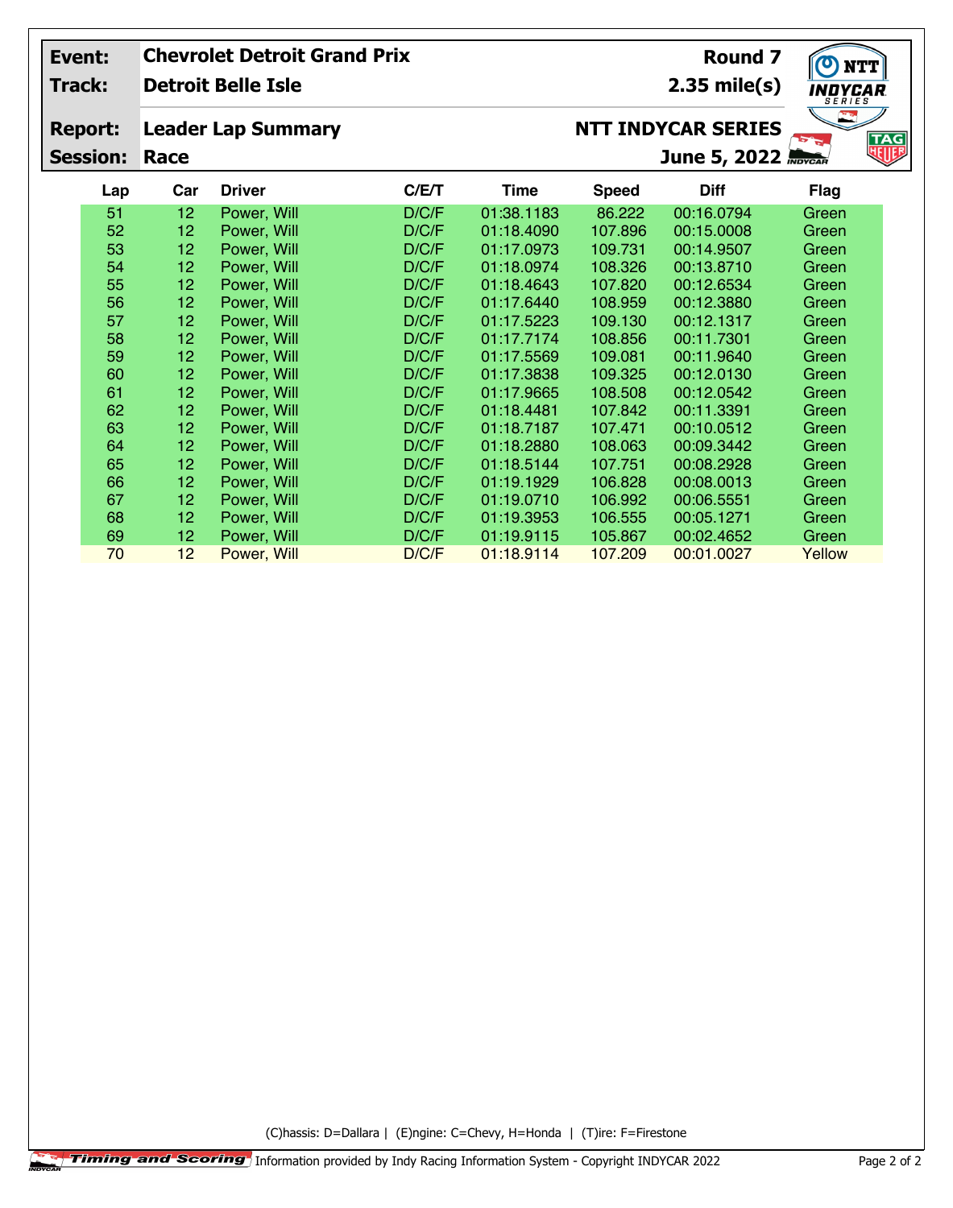| Event: | Chevrolet Detroit Grand Prix | Round 7 |
|---|---|---|
| Track: | Detroit Belle Isle | 2.35 mile(s) |
| Report: | Leader Lap Summary | NTT INDYCAR SERIES |
| Session: | Race | June 5, 2022 |

| Lap | Car | Driver | C/E/T | Time | Speed | Diff | Flag |
|---|---|---|---|---|---|---|---|
| 51 | 12 | Power, Will | D/C/F | 01:38.1183 | 86.222 | 00:16.0794 | Green |
| 52 | 12 | Power, Will | D/C/F | 01:18.4090 | 107.896 | 00:15.0008 | Green |
| 53 | 12 | Power, Will | D/C/F | 01:17.0973 | 109.731 | 00:14.9507 | Green |
| 54 | 12 | Power, Will | D/C/F | 01:18.0974 | 108.326 | 00:13.8710 | Green |
| 55 | 12 | Power, Will | D/C/F | 01:18.4643 | 107.820 | 00:12.6534 | Green |
| 56 | 12 | Power, Will | D/C/F | 01:17.6440 | 108.959 | 00:12.3880 | Green |
| 57 | 12 | Power, Will | D/C/F | 01:17.5223 | 109.130 | 00:12.1317 | Green |
| 58 | 12 | Power, Will | D/C/F | 01:17.7174 | 108.856 | 00:11.7301 | Green |
| 59 | 12 | Power, Will | D/C/F | 01:17.5569 | 109.081 | 00:11.9640 | Green |
| 60 | 12 | Power, Will | D/C/F | 01:17.3838 | 109.325 | 00:12.0130 | Green |
| 61 | 12 | Power, Will | D/C/F | 01:17.9665 | 108.508 | 00:12.0542 | Green |
| 62 | 12 | Power, Will | D/C/F | 01:18.4481 | 107.842 | 00:11.3391 | Green |
| 63 | 12 | Power, Will | D/C/F | 01:18.7187 | 107.471 | 00:10.0512 | Green |
| 64 | 12 | Power, Will | D/C/F | 01:18.2880 | 108.063 | 00:09.3442 | Green |
| 65 | 12 | Power, Will | D/C/F | 01:18.5144 | 107.751 | 00:08.2928 | Green |
| 66 | 12 | Power, Will | D/C/F | 01:19.1929 | 106.828 | 00:08.0013 | Green |
| 67 | 12 | Power, Will | D/C/F | 01:19.0710 | 106.992 | 00:06.5551 | Green |
| 68 | 12 | Power, Will | D/C/F | 01:19.3953 | 106.555 | 00:05.1271 | Green |
| 69 | 12 | Power, Will | D/C/F | 01:19.9115 | 105.867 | 00:02.4652 | Green |
| 70 | 12 | Power, Will | D/C/F | 01:18.9114 | 107.209 | 00:01.0027 | Yellow |

(C)hassis: D=Dallara | (E)ngine: C=Chevy, H=Honda | (T)ire: F=Firestone

Timing and Scoring Information provided by Indy Racing Information System - Copyright INDYCAR 2022